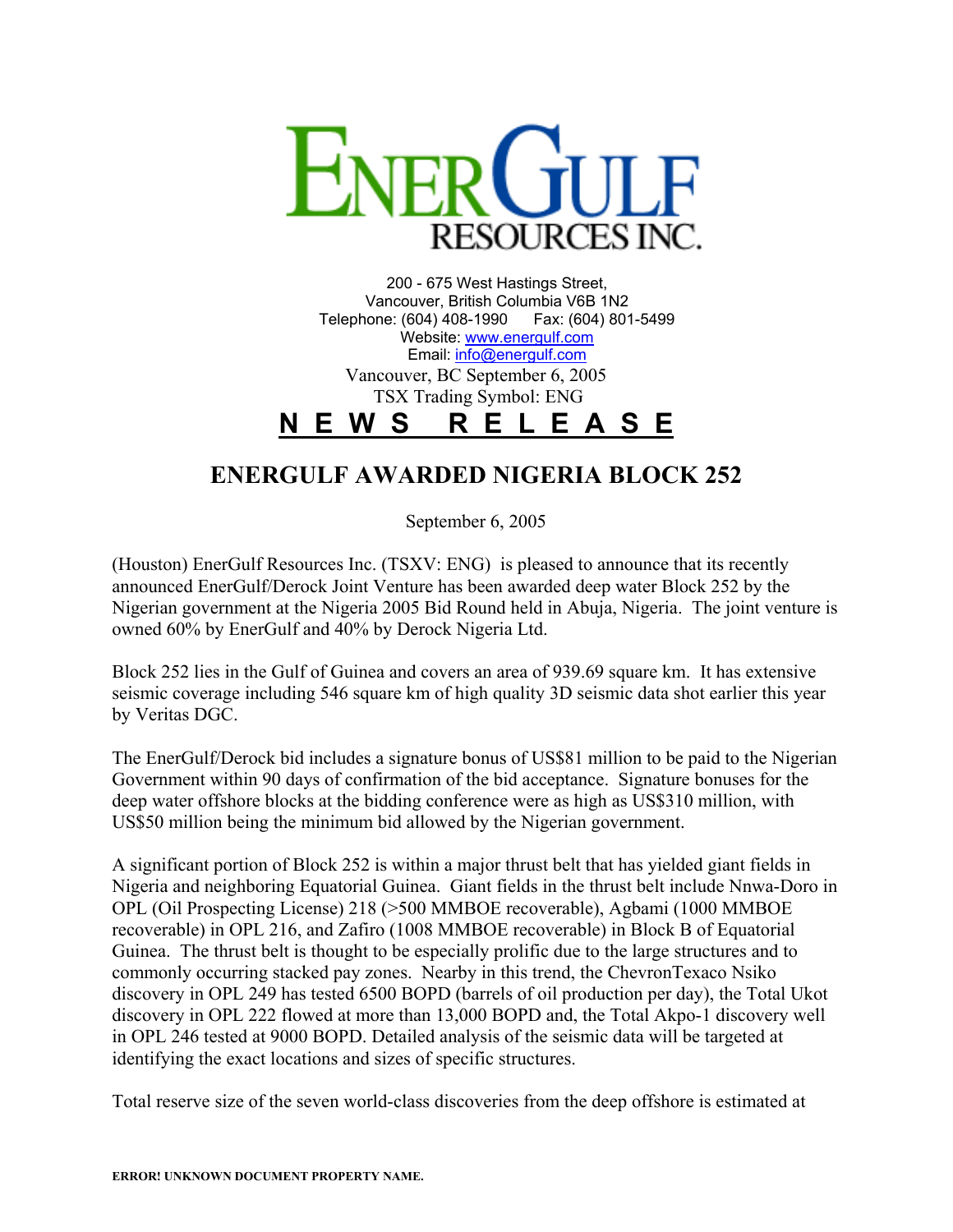# ENERGULF RESOURCES INC.

200 - 675 West Hastings Street,
Vancouver, British Columbia V6B 1N2
Telephone: (604) 408-1990 Fax: (604) 801-5499
Website: [www.energulf.com](http://www.energulf.com)
Email: [info@energulf.com](mailto:info@energulf.com)

Vancouver, BC September 6, 2005
TSX Trading Symbol: ENG

**N E W S   R E L E A S E**

## ENERGULF AWARDED NIGERIA BLOCK 252

September 6, 2005

(Houston) EnerGulf Resources Inc. (TSXV: ENG) is pleased to announce that its recently announced EnerGulf/Derock Joint Venture has been awarded deep water Block 252 by the Nigerian government at the Nigeria 2005 Bid Round held in Abuja, Nigeria. The joint venture is owned 60% by EnerGulf and 40% by Derock Nigeria Ltd.

Block 252 lies in the Gulf of Guinea and covers an area of 939.69 square km. It has extensive seismic coverage including 546 square km of high quality 3D seismic data shot earlier this year by Veritas DGC.

The EnerGulf/Derock bid includes a signature bonus of US$81 million to be paid to the Nigerian Government within 90 days of confirmation of the bid acceptance. Signature bonuses for the deep water offshore blocks at the bidding conference were as high as US$310 million, with US$50 million being the minimum bid allowed by the Nigerian government.

A significant portion of Block 252 is within a major thrust belt that has yielded giant fields in Nigeria and neighboring Equatorial Guinea. Giant fields in the thrust belt include Nnwa-Doro in OPL (Oil Prospecting License) 218 (>500 MMBOE recoverable), Agbami (1000 MMBOE recoverable) in OPL 216, and Zafiro (1008 MMBOE recoverable) in Block B of Equatorial Guinea. The thrust belt is thought to be especially prolific due to the large structures and to commonly occurring stacked pay zones. Nearby in this trend, the ChevronTexaco Nsiko discovery in OPL 249 has tested 6500 BOPD (barrels of oil production per day), the Total Ukot discovery in OPL 222 flowed at more than 13,000 BOPD and, the Total Akpo-1 discovery well in OPL 246 tested at 9000 BOPD. Detailed analysis of the seismic data will be targeted at identifying the exact locations and sizes of specific structures.

Total reserve size of the seven world-class discoveries from the deep offshore is estimated at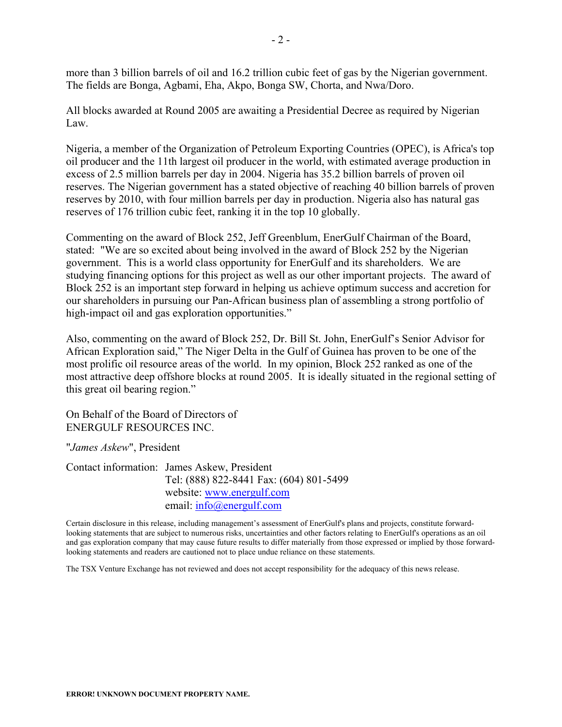more than 3 billion barrels of oil and 16.2 trillion cubic feet of gas by the Nigerian government. The fields are Bonga, Agbami, Eha, Akpo, Bonga SW, Chorta, and Nwa/Doro.

All blocks awarded at Round 2005 are awaiting a Presidential Decree as required by Nigerian Law.

Nigeria, a member of the Organization of Petroleum Exporting Countries (OPEC), is Africa's top oil producer and the 11th largest oil producer in the world, with estimated average production in excess of 2.5 million barrels per day in 2004. Nigeria has 35.2 billion barrels of proven oil reserves. The Nigerian government has a stated objective of reaching 40 billion barrels of proven reserves by 2010, with four million barrels per day in production. Nigeria also has natural gas reserves of 176 trillion cubic feet, ranking it in the top 10 globally.

Commenting on the award of Block 252, Jeff Greenblum, EnerGulf Chairman of the Board, stated: "We are so excited about being involved in the award of Block 252 by the Nigerian government. This is a world class opportunity for EnerGulf and its shareholders. We are studying financing options for this project as well as our other important projects. The award of Block 252 is an important step forward in helping us achieve optimum success and accretion for our shareholders in pursuing our Pan-African business plan of assembling a strong portfolio of high-impact oil and gas exploration opportunities."

Also, commenting on the award of Block 252, Dr. Bill St. John, EnerGulf's Senior Advisor for African Exploration said," The Niger Delta in the Gulf of Guinea has proven to be one of the most prolific oil resource areas of the world. In my opinion, Block 252 ranked as one of the most attractive deep offshore blocks at round 2005. It is ideally situated in the regional setting of this great oil bearing region."

On Behalf of the Board of Directors of
ENERGULF RESOURCES INC.

"*James Askew*", President

Contact information: James Askew, President
Tel: (888) 822-8441 Fax: (604) 801-5499
website: www.energulf.com
email: info@energulf.com

Certain disclosure in this release, including management's assessment of EnerGulf's plans and projects, constitute forward-looking statements that are subject to numerous risks, uncertainties and other factors relating to EnerGulf's operations as an oil and gas exploration company that may cause future results to differ materially from those expressed or implied by those forward-looking statements and readers are cautioned not to place undue reliance on these statements.

The TSX Venture Exchange has not reviewed and does not accept responsibility for the adequacy of this news release.